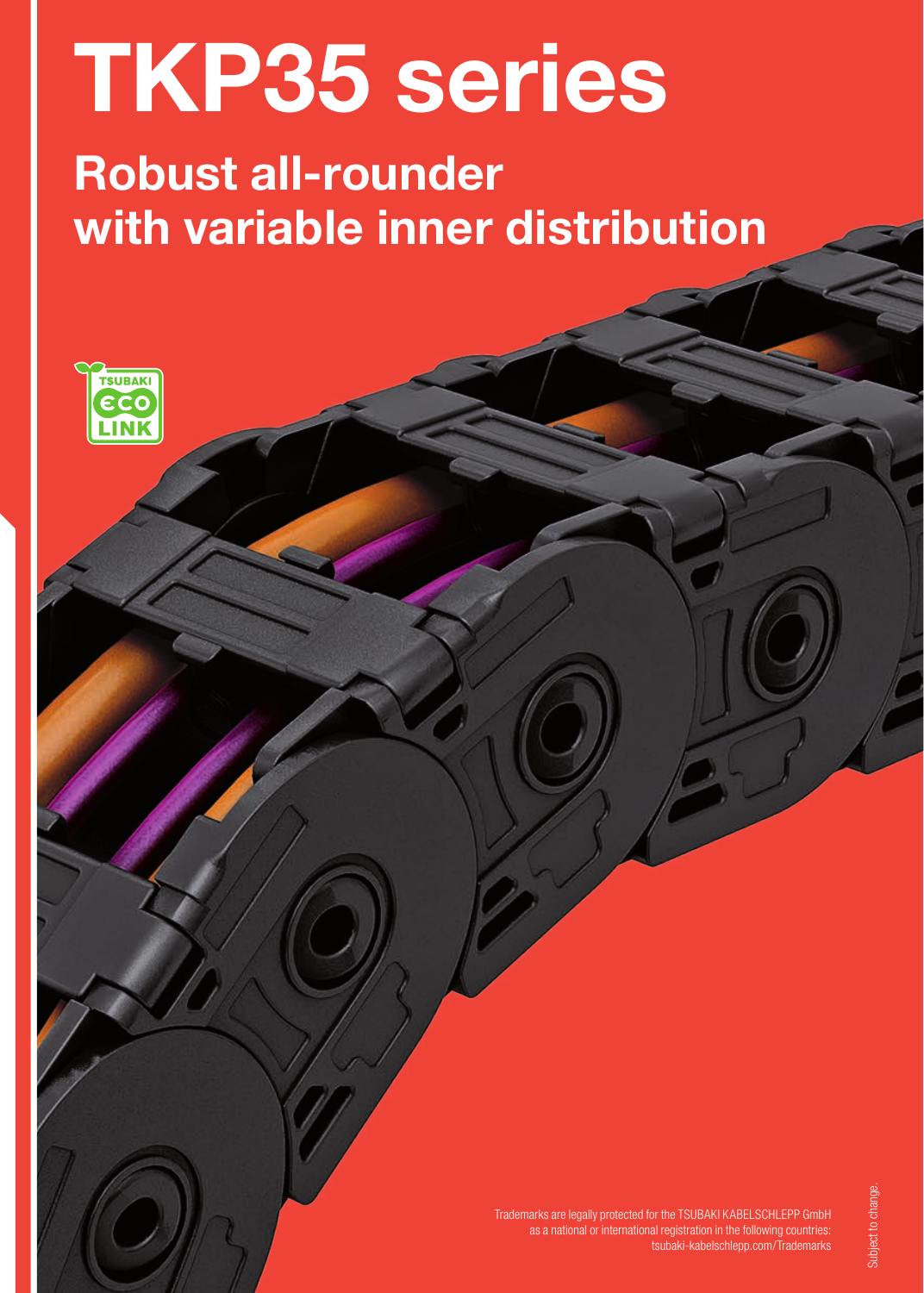# TKP35 series

## Robust all-rounder with variable inner distribution

TSUBAKI ECO LINK

Trademarks are legally protected for the TSUBAKI KABELSCHLEPP GmbH as a national or international registration in the following countries: tsubaki-kabelschlepp.com/Trademarks

Subject to change.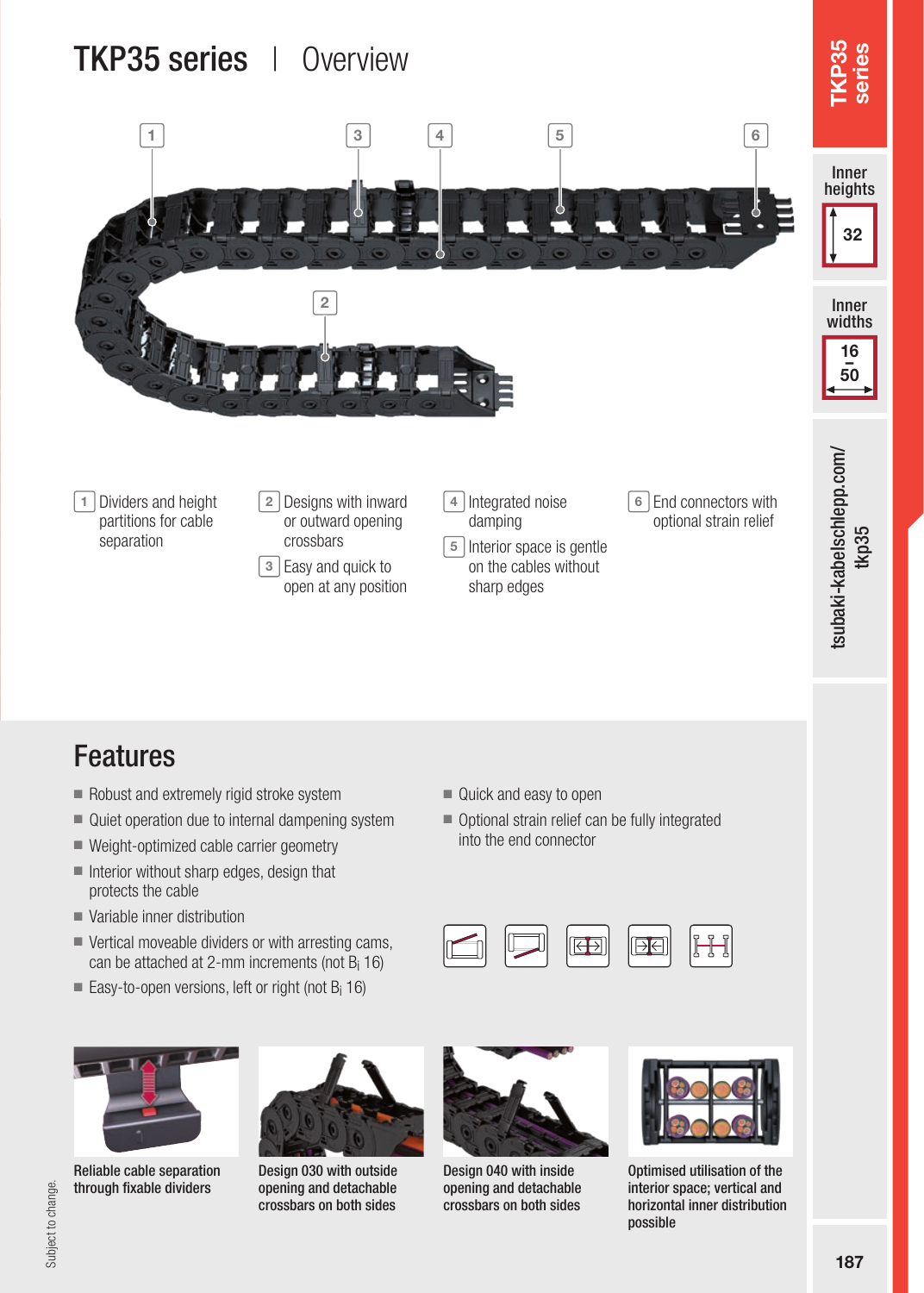# TKP35 series | Overview

1 Dividers and height partitions for cable separation

2 Designs with inward or outward opening crossbars

3 Easy and quick to open at any position

4 Integrated noise damping

5 Interior space is gentle on the cables without sharp edges

6 End connectors with optional strain relief

TKP35 series

Inner heights 32

Inner widths 16 – 50

tsubaki-kabelschlepp.com/tkp35

## Features

- Robust and extremely rigid stroke system
- Quiet operation due to internal dampening system
- Weight-optimized cable carrier geometry
- Interior without sharp edges, design that protects the cable
- Variable inner distribution
- Vertical moveable dividers or with arresting cams, can be attached at 2-mm increments (not $B_i$ 16)
- Easy-to-open versions, left or right (not $B_i$ 16)
- Quick and easy to open
- Optional strain relief can be fully integrated into the end connector

**Reliable cable separation through fixable dividers**

**Design 030 with outside opening and detachable crossbars on both sides**

**Design 040 with inside opening and detachable crossbars on both sides**

**Optimised utilisation of the interior space; vertical and horizontal inner distribution possible**

Subject to change.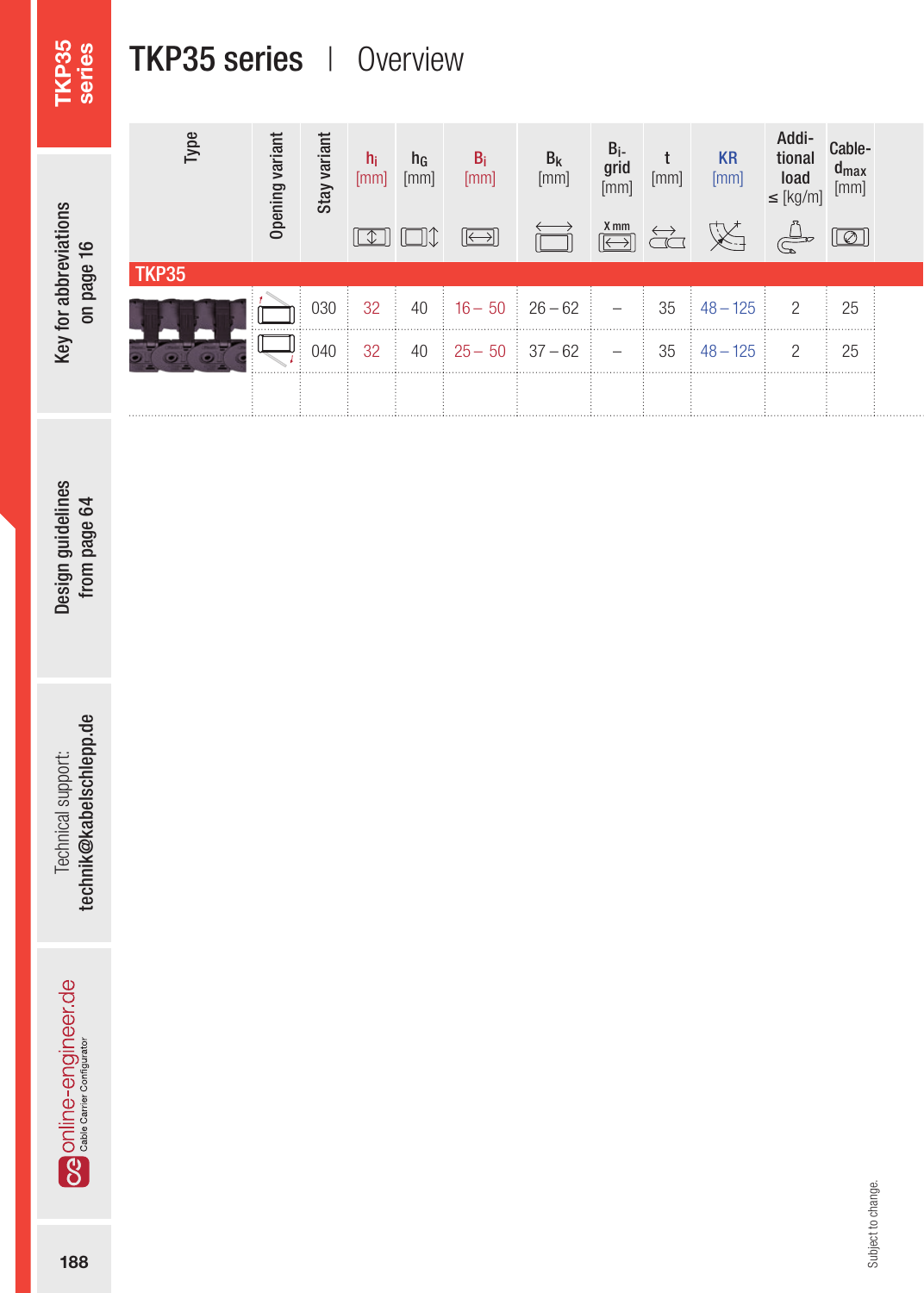# TKP35 series | Overview

| Type | Opening variant | Stay variant | $h_i$ [mm] | $h_G$ [mm] | $B_i$ [mm] | $B_k$ [mm] | $B_i$-grid [mm] | t [mm] | KR [mm] | Additional load ≤ [kg/m] | Cable-$d_{max}$ [mm] |
|---|---|---|---|---|---|---|---|---|---|---|---|
| **TKP35** | | | | | | | | | | | |
| | | 030 | 32 | 40 | 16 – 50 | 26 – 62 | – | 35 | 48 – 125 | 2 | 25 |
| | | 040 | 32 | 40 | 25 – 50 | 37 – 62 | – | 35 | 48 – 125 | 2 | 25 |

Subject to change.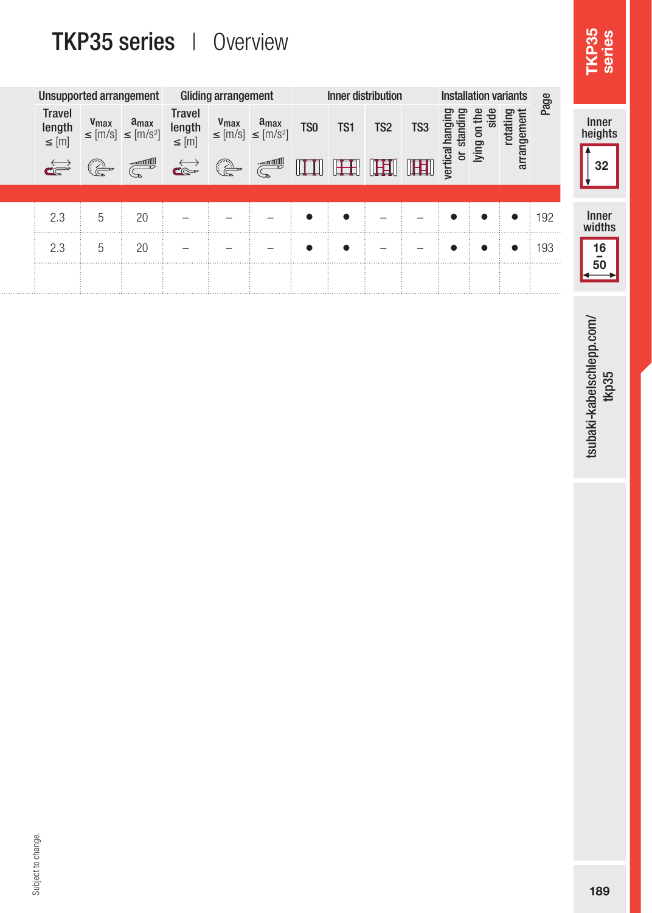# TKP35 series | Overview

| Unsupported arrangement | | | Gliding arrangement | | | Inner distribution | | | | Installation variants | | | Page |
|---|---|---|---|---|---|---|---|---|---|---|---|---|---|
| Travel length ≤ [m] | $v_{max}$ ≤ [m/s] | $a_{max}$ ≤ [m/s²] | Travel length ≤ [m] | $v_{max}$ ≤ [m/s] | $a_{max}$ ≤ [m/s²] | TS0 | TS1 | TS2 | TS3 | vertical hanging or standing | lying on the side | rotating arrangement | |
| 2.3 | 5 | 20 | – | – | – | ● | ● | – | – | ● | ● | ● | 192 |
| 2.3 | 5 | 20 | – | – | – | ● | ● | – | – | ● | ● | ● | 193 |

Inner heights: 32

Inner widths: 16 – 50

tsubaki-kabelschlepp.com/tkp35

Subject to change.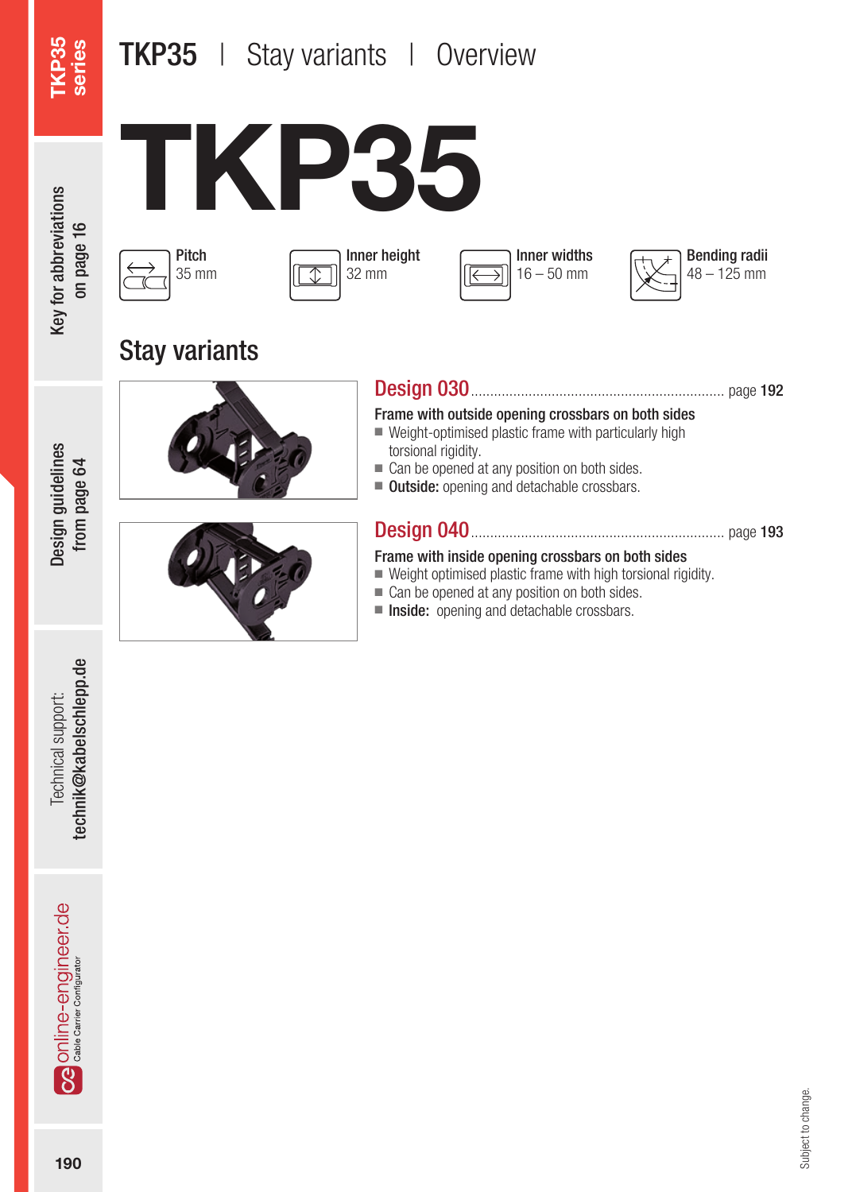# TKP35 | Stay variants | Overview

# TKP35

**Pitch**
35 mm

**Inner height**
32 mm

**Inner widths**
16 – 50 mm

**Bending radii**
48 – 125 mm

## Stay variants

### Design 030 ........ page 192

**Frame with outside opening crossbars on both sides**

- Weight-optimised plastic frame with particularly high torsional rigidity.
- Can be opened at any position on both sides.
- **Outside:** opening and detachable crossbars.

### Design 040 ........ page 193

**Frame with inside opening crossbars on both sides**

- Weight optimised plastic frame with high torsional rigidity.
- Can be opened at any position on both sides.
- **Inside:** opening and detachable crossbars.

Subject to change.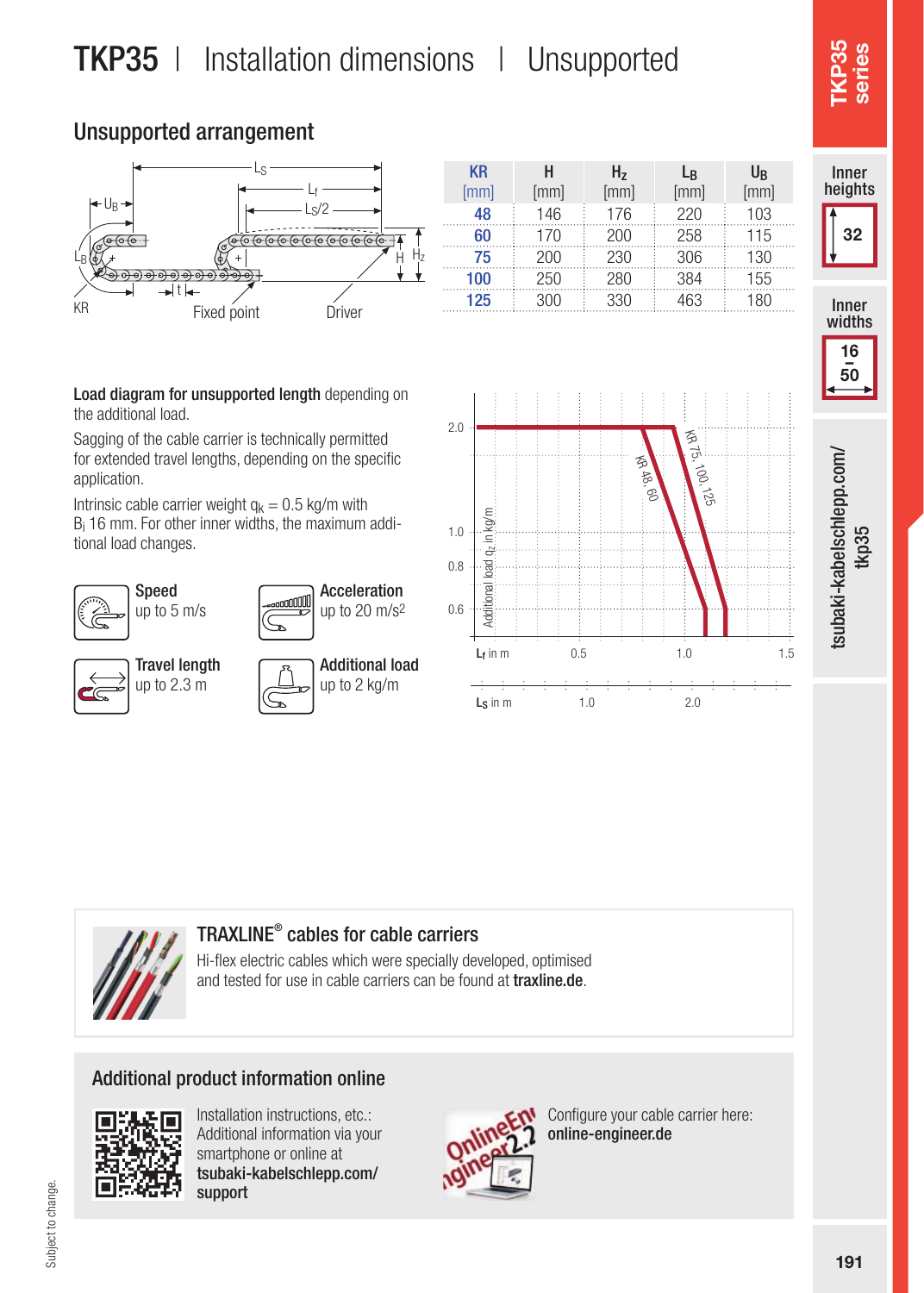# TKP35 | Installation dimensions | Unsupported

## Unsupported arrangement

| KR [mm] | H [mm] | $H_z$ [mm] | $L_B$ [mm] | $U_B$ [mm] |
|---|---|---|---|---|
| 48 | 146 | 176 | 220 | 103 |
| 60 | 170 | 200 | 258 | 115 |
| 75 | 200 | 230 | 306 | 130 |
| 100 | 250 | 280 | 384 | 155 |
| 125 | 300 | 330 | 463 | 180 |

**Load diagram for unsupported length** depending on the additional load.

Sagging of the cable carrier is technically permitted for extended travel lengths, depending on the specific application.

Intrinsic cable carrier weight $q_k$ = 0.5 kg/m with $B_i$ 16 mm. For other inner widths, the maximum additional load changes.

**Speed**
up to 5 m/s

**Acceleration**
up to 20 m/s²

**Travel length**
up to 2.3 m

**Additional load**
up to 2 kg/m

### TRAXLINE® cables for cable carriers

Hi-flex electric cables which were specially developed, optimised and tested for use in cable carriers can be found at **traxline.de**.

## Additional product information online

Installation instructions, etc.: Additional information via your smartphone or online at **tsubaki-kabelschlepp.com/support**

Configure your cable carrier here: **online-engineer.de**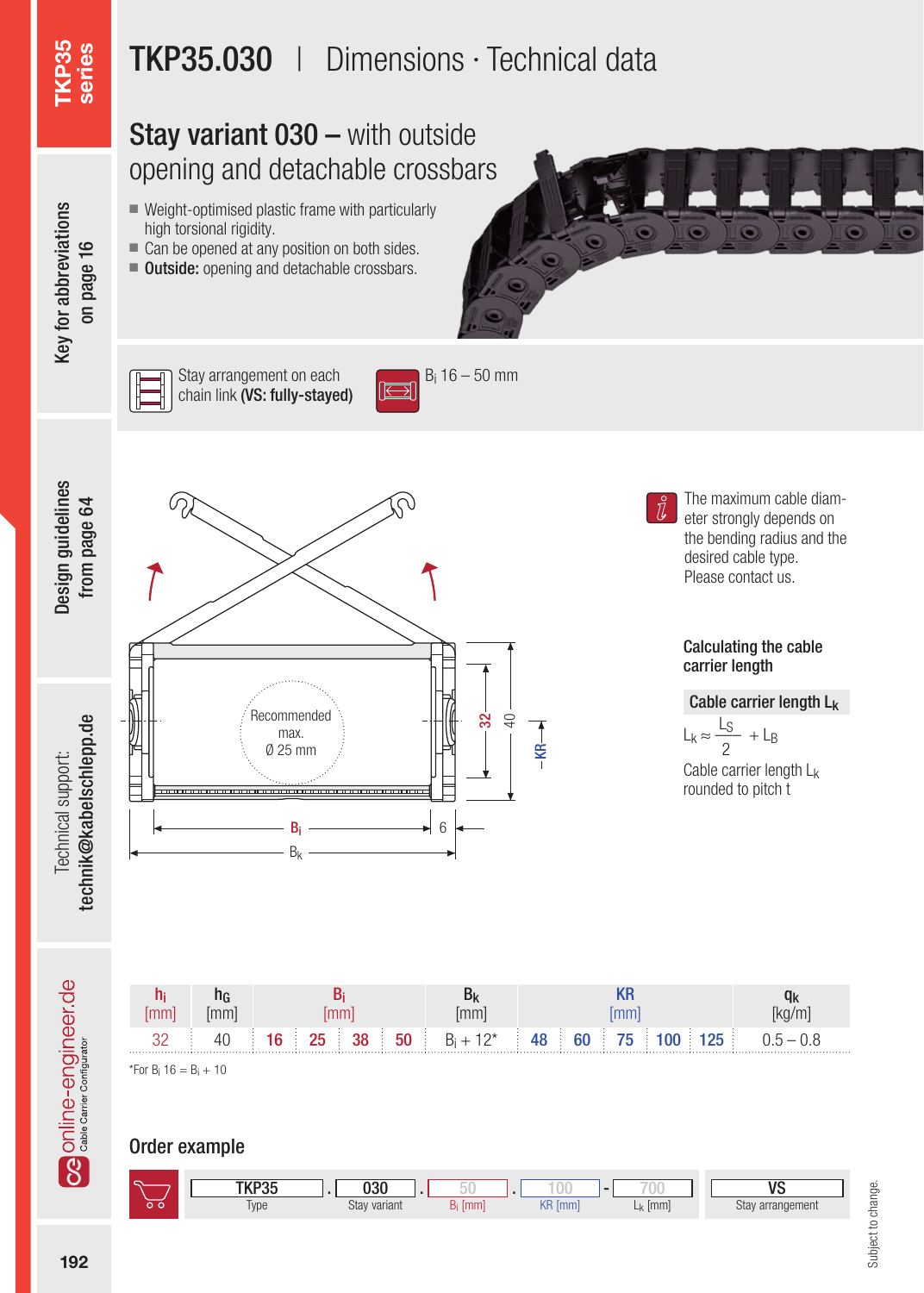# TKP35.030 | Dimensions · Technical data

## Stay variant 030 – with outside opening and detachable crossbars

- Weight-optimised plastic frame with particularly high torsional rigidity.
- Can be opened at any position on both sides.
- **Outside:** opening and detachable crossbars.

Stay arrangement on each chain link **(VS: fully-stayed)**

$B_i$ 16 – 50 mm

Recommended max. Ø 25 mm

The maximum cable diameter strongly depends on the bending radius and the desired cable type. Please contact us.

### Calculating the cable carrier length

**Cable carrier length $L_k$**

$$L_k \approx \frac{L_S}{2} + L_B$$

Cable carrier length $L_k$ rounded to pitch t

| $h_i$ [mm] | $h_G$ [mm] | $B_i$ [mm] | | | | $B_k$ [mm] | KR [mm] | | | | | $q_k$ [kg/m] |
|---|---|---|---|---|---|---|---|---|---|---|---|---|
| 32 | 40 | 16 | 25 | 38 | 50 | $B_i$ + 12* | 48 | 60 | 75 | 100 | 125 | 0.5 – 0.8 |

*For $B_i$ 16 = $B_i$ + 10

## Order example

| TKP35 | . | 030 | . | 50 | . | 100 | - | 700 | VS |
|---|---|---|---|---|---|---|---|---|---|
| Type | | Stay variant | | $B_i$ [mm] | | KR [mm] | | $L_k$ [mm] | Stay arrangement |

Subject to change.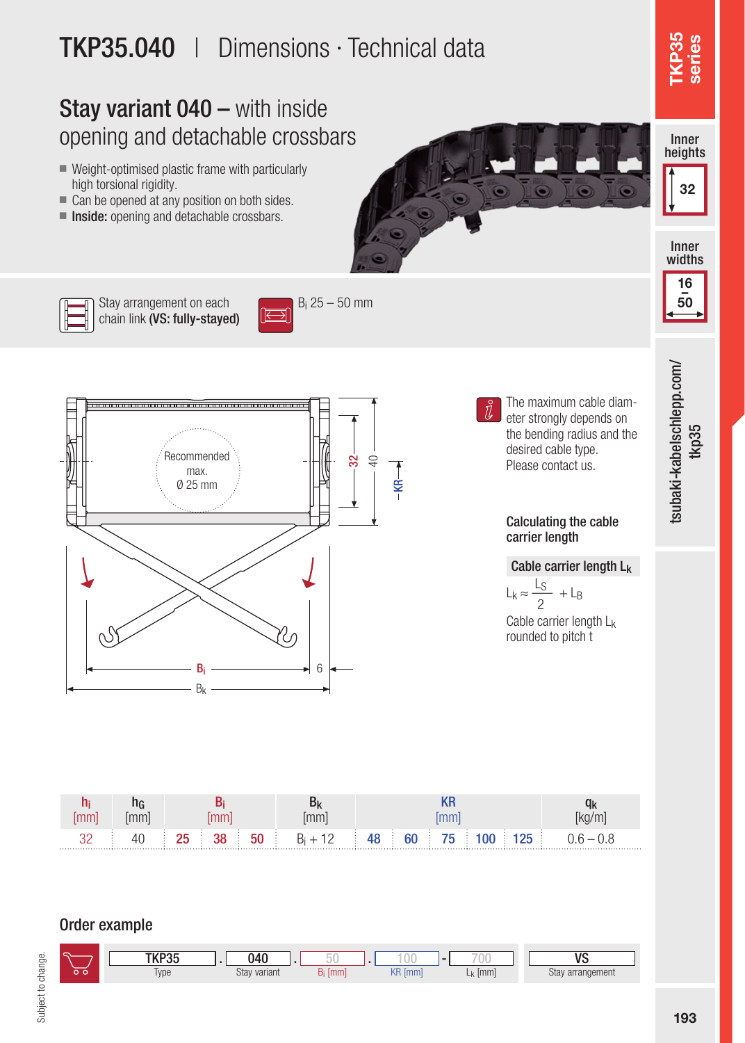# TKP35.040 | Dimensions · Technical data

## Stay variant 040 – with inside opening and detachable crossbars

- Weight-optimised plastic frame with particularly high torsional rigidity.
- Can be opened at any position on both sides.
- **Inside:** opening and detachable crossbars.

Stay arrangement on each chain link **(VS: fully-stayed)**

$B_i$ 25 – 50 mm

Recommended max. Ø 25 mm

32 | 40 | KR | $B_i$ | 6 | $B_k$

The maximum cable diameter strongly depends on the bending radius and the desired cable type. Please contact us.

**Calculating the cable carrier length**

**Cable carrier length $L_k$**

$$L_k \approx \frac{L_S}{2} + L_B$$

Cable carrier length $L_k$ rounded to pitch t

| $h_i$ [mm] | $h_G$ [mm] | $B_i$ [mm] | | | $B_k$ [mm] | KR [mm] | | | | | $q_k$ [kg/m] |
|---|---|---|---|---|---|---|---|---|---|---|---|
| 32 | 40 | 25 | 38 | 50 | $B_i$ + 12 | 48 | 60 | 75 | 100 | 125 | 0.6 – 0.8 |

## Order example

| TKP35 | . | 040 | . | 50 | . | 100 | - | 700 | | VS |
|---|---|---|---|---|---|---|---|---|---|---|
| Type | | Stay variant | | $B_i$ [mm] | | KR [mm] | | $L_k$ [mm] | | Stay arrangement |

TKP35 series

Inner heights 32

Inner widths 16 – 50

tsubaki-kabelschlepp.com/tkp35

Subject to change.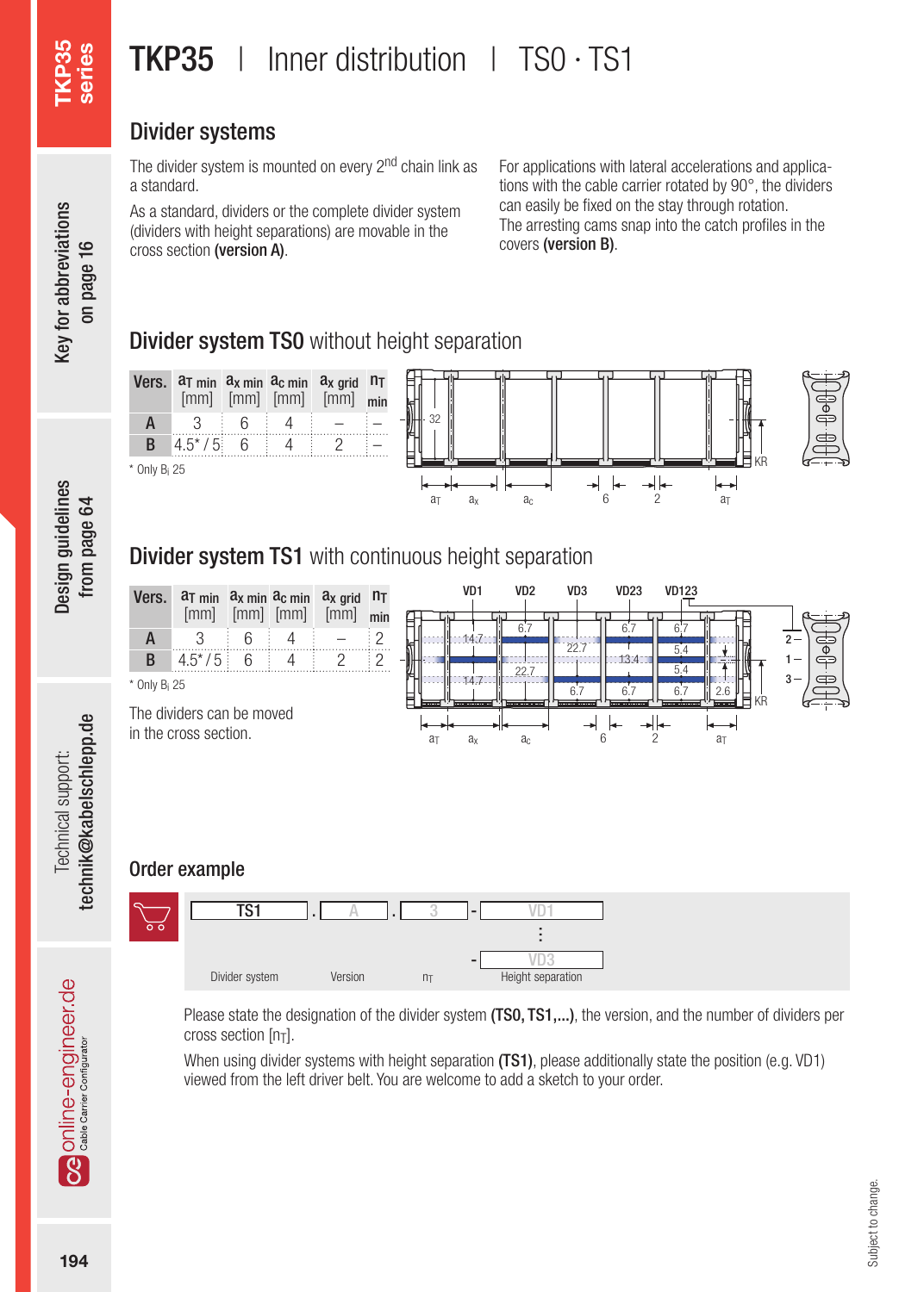# TKP35 | Inner distribution | TS0 · TS1

## Divider systems

The divider system is mounted on every 2nd chain link as a standard.

As a standard, dividers or the complete divider system (dividers with height separations) are movable in the cross section **(version A)**.

For applications with lateral accelerations and applications with the cable carrier rotated by 90°, the dividers can easily be fixed on the stay through rotation. The arresting cams snap into the catch profiles in the covers **(version B)**.

## Divider system TS0 without height separation

| Vers. | $a_{T\,min}$ [mm] | $a_{x\,min}$ [mm] | $a_{c\,min}$ [mm] | $a_{x\,grid}$ [mm] | $n_{T\,min}$ |
|---|---|---|---|---|---|
| A | 3 | 6 | 4 | – | – |
| B | 4.5* / 5 | 6 | 4 | 2 | – |

\* Only $B_i$ 25

## Divider system TS1 with continuous height separation

| Vers. | $a_{T\,min}$ [mm] | $a_{x\,min}$ [mm] | $a_{c\,min}$ [mm] | $a_{x\,grid}$ [mm] | $n_{T\,min}$ |
|---|---|---|---|---|---|
| A | 3 | 6 | 4 | – | 2 |
| B | 4.5* / 5 | 6 | 4 | 2 | 2 |

\* Only $B_i$ 25

The dividers can be moved in the cross section.

## Order example

TS1 . A . 3 - VD1 ⋮ - VD3

Divider system | Version | $n_T$ | Height separation

Please state the designation of the divider system **(TS0, TS1,...)**, the version, and the number of dividers per cross section [$n_T$].

When using divider systems with height separation **(TS1)**, please additionally state the position (e.g. VD1) viewed from the left driver belt. You are welcome to add a sketch to your order.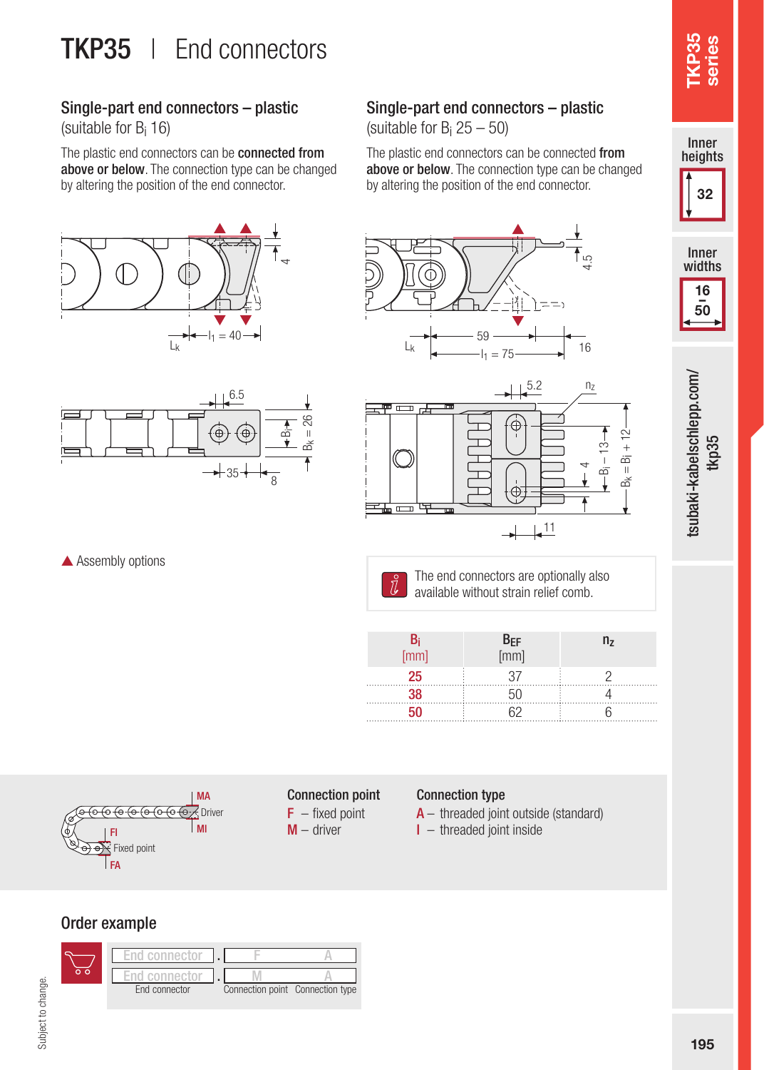# TKP35 | End connectors

## Single-part end connectors – plastic

(suitable for $B_i$ 16)

The plastic end connectors can be **connected from above or below**. The connection type can be changed by altering the position of the end connector.

$L_k$
$l_1$ = 40
4
6.5
$B_i$
$B_k$ = 26
35
8

▲ Assembly options

## Single-part end connectors – plastic

(suitable for $B_i$ 25 – 50)

The plastic end connectors can be connected **from above or below**. The connection type can be changed by altering the position of the end connector.

$L_k$
59
$l_1$ = 75
16
4.5
5.2
$n_z$
$B_i$ – 13
$B_k$ = $B_i$ + 12
4
11

The end connectors are optionally also available without strain relief comb.

| $B_i$ [mm] | $B_{EF}$ [mm] | $n_z$ |
|---|---|---|
| **25** | 37 | 2 |
| **38** | 50 | 4 |
| **50** | 62 | 6 |

MA
Driver
MI
FI
Fixed point
FA

**Connection point**
- **F** – fixed point
- **M** – driver

**Connection type**
- **A** – threaded joint outside (standard)
- **I** – threaded joint inside

## Order example

| End connector | . | F | A |
|---|---|---|---|
| End connector | . | M | A |
| End connector | | Connection point | Connection type |

Subject to change.